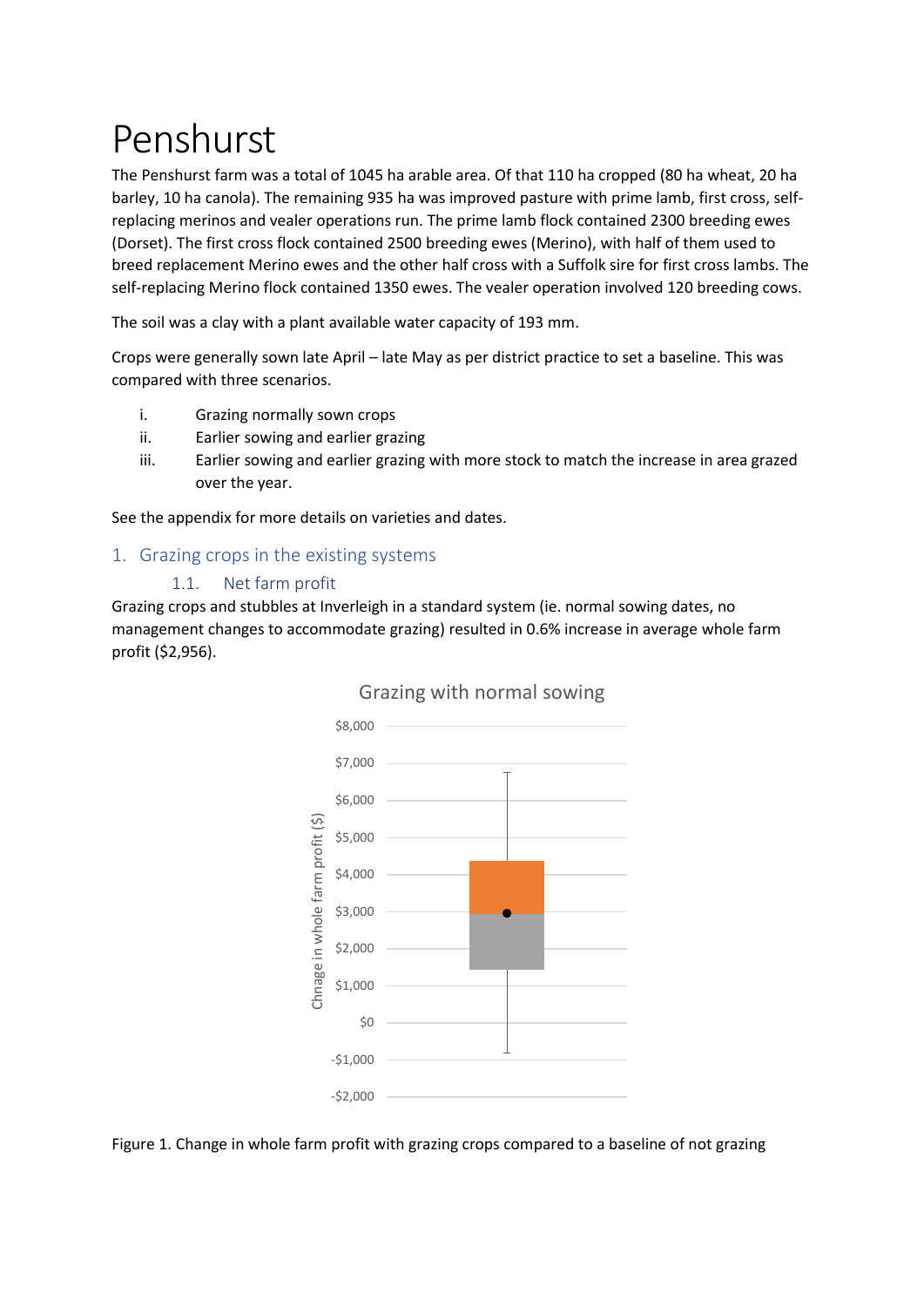# Penshurst

The Penshurst farm was a total of 1045 ha arable area. Of that 110 ha cropped (80 ha wheat, 20 ha barley, 10 ha canola). The remaining 935 ha was improved pasture with prime lamb, first cross, self-replacing merinos and vealer operations run. The prime lamb flock contained 2300 breeding ewes (Dorset). The first cross flock contained 2500 breeding ewes (Merino), with half of them used to breed replacement Merino ewes and the other half cross with a Suffolk sire for first cross lambs. The self-replacing Merino flock contained 1350 ewes. The vealer operation involved 120 breeding cows.

The soil was a clay with a plant available water capacity of 193 mm.

Crops were generally sown late April – late May as per district practice to set a baseline. This was compared with three scenarios.

i. Grazing normally sown crops
ii. Earlier sowing and earlier grazing
iii. Earlier sowing and earlier grazing with more stock to match the increase in area grazed over the year.

See the appendix for more details on varieties and dates.

## 1. Grazing crops in the existing systems

### 1.1. Net farm profit

Grazing crops and stubbles at Inverleigh in a standard system (ie. normal sowing dates, no management changes to accommodate grazing) resulted in 0.6% increase in average whole farm profit ($2,956).

Figure 1. Change in whole farm profit with grazing crops compared to a baseline of not grazing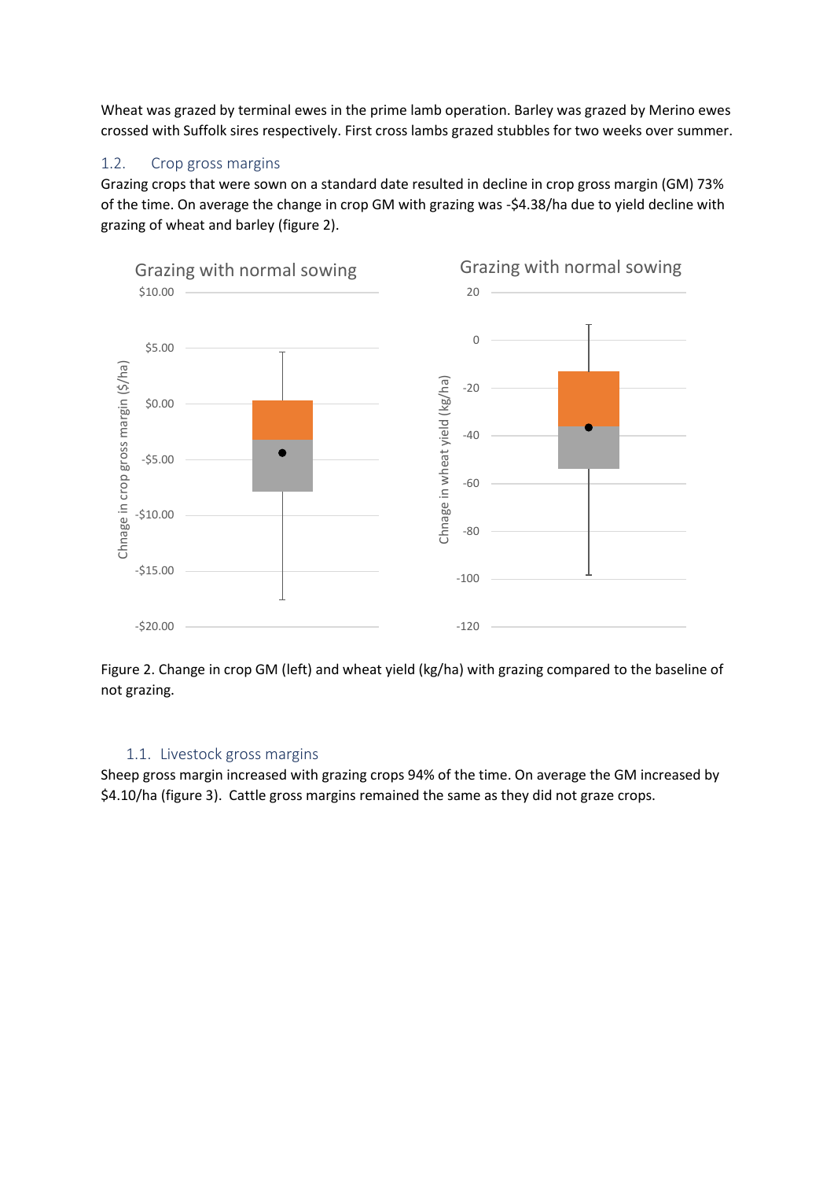Wheat was grazed by terminal ewes in the prime lamb operation. Barley was grazed by Merino ewes crossed with Suffolk sires respectively. First cross lambs grazed stubbles for two weeks over summer.

### 1.2. Crop gross margins

Grazing crops that were sown on a standard date resulted in decline in crop gross margin (GM) 73% of the time. On average the change in crop GM with grazing was -$4.38/ha due to yield decline with grazing of wheat and barley (figure 2).

Figure 2. Change in crop GM (left) and wheat yield (kg/ha) with grazing compared to the baseline of not grazing.

### 1.1. Livestock gross margins

Sheep gross margin increased with grazing crops 94% of the time. On average the GM increased by $4.10/ha (figure 3). Cattle gross margins remained the same as they did not graze crops.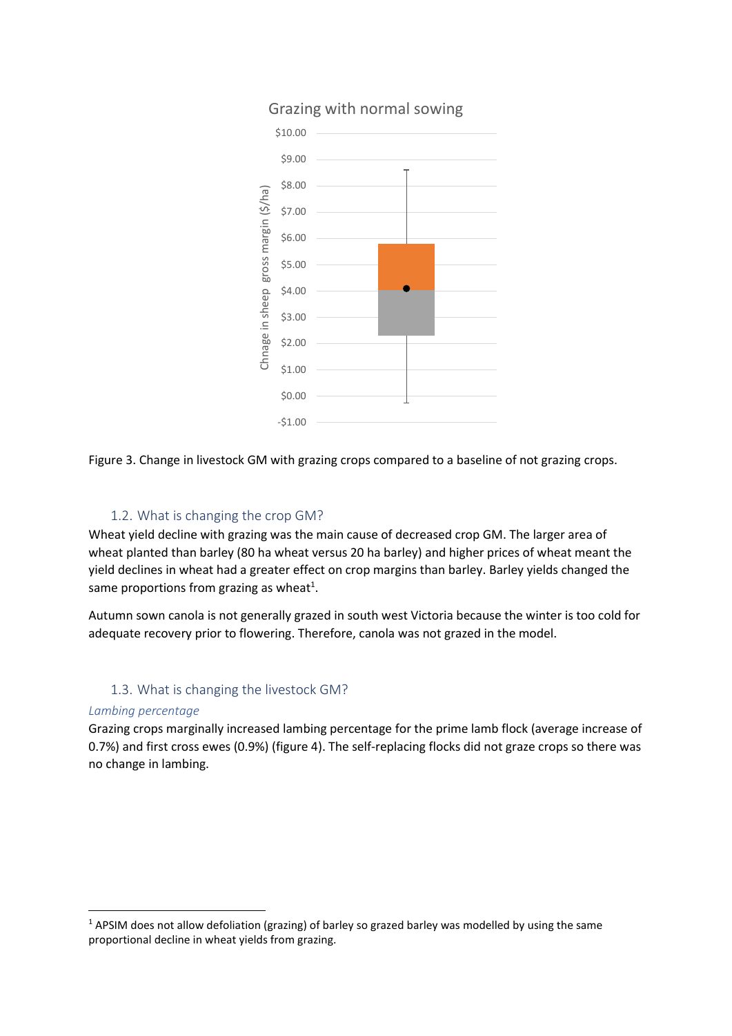Figure 3. Change in livestock GM with grazing crops compared to a baseline of not grazing crops.

### 1.2. What is changing the crop GM?

Wheat yield decline with grazing was the main cause of decreased crop GM. The larger area of wheat planted than barley (80 ha wheat versus 20 ha barley) and higher prices of wheat meant the yield declines in wheat had a greater effect on crop margins than barley. Barley yields changed the same proportions from grazing as wheat[1].

Autumn sown canola is not generally grazed in south west Victoria because the winter is too cold for adequate recovery prior to flowering. Therefore, canola was not grazed in the model.

### 1.3. What is changing the livestock GM?

*Lambing percentage*

Grazing crops marginally increased lambing percentage for the prime lamb flock (average increase of 0.7%) and first cross ewes (0.9%) (figure 4). The self-replacing flocks did not graze crops so there was no change in lambing.

[1] APSIM does not allow defoliation (grazing) of barley so grazed barley was modelled by using the same proportional decline in wheat yields from grazing.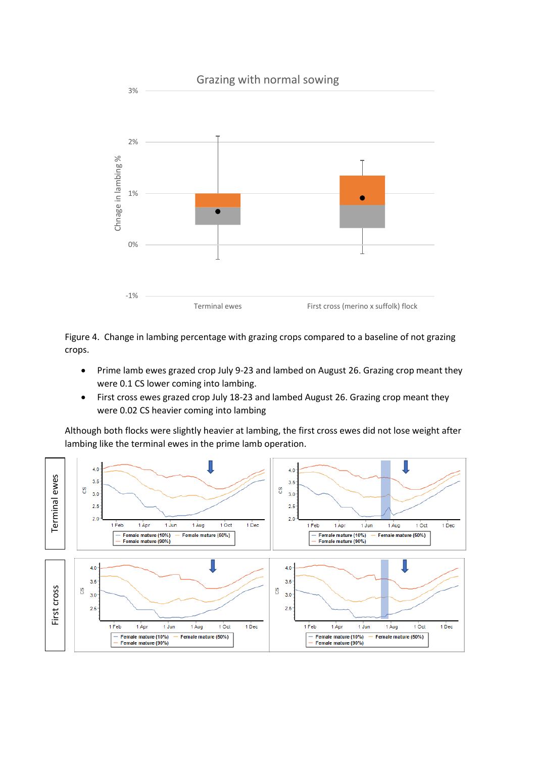Figure 4. Change in lambing percentage with grazing crops compared to a baseline of not grazing crops.

- Prime lamb ewes grazed crop July 9-23 and lambed on August 26. Grazing crop meant they were 0.1 CS lower coming into lambing.
- First cross ewes grazed crop July 18-23 and lambed August 26. Grazing crop meant they were 0.02 CS heavier coming into lambing

Although both flocks were slightly heavier at lambing, the first cross ewes did not lose weight after lambing like the terminal ewes in the prime lamb operation.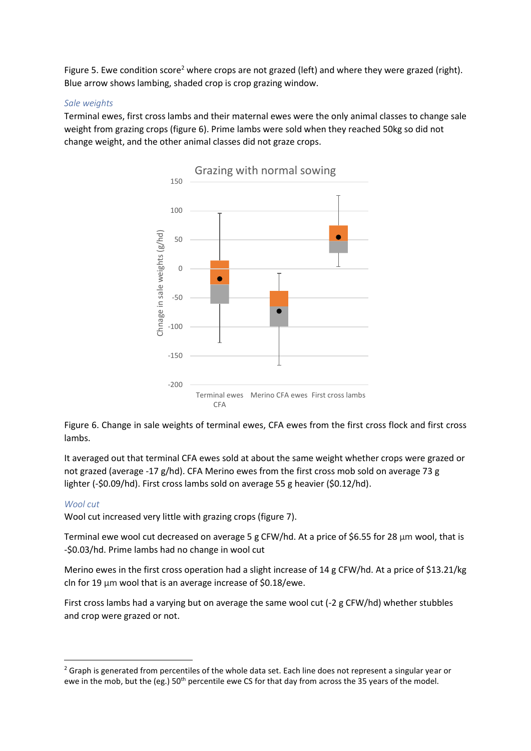Figure 5. Ewe condition score[2] where crops are not grazed (left) and where they were grazed (right). Blue arrow shows lambing, shaded crop is crop grazing window.

### *Sale weights*

Terminal ewes, first cross lambs and their maternal ewes were the only animal classes to change sale weight from grazing crops (figure 6). Prime lambs were sold when they reached 50kg so did not change weight, and the other animal classes did not graze crops.

Figure 6. Change in sale weights of terminal ewes, CFA ewes from the first cross flock and first cross lambs.

It averaged out that terminal CFA ewes sold at about the same weight whether crops were grazed or not grazed (average -17 g/hd). CFA Merino ewes from the first cross mob sold on average 73 g lighter (-$0.09/hd). First cross lambs sold on average 55 g heavier ($0.12/hd).

### *Wool cut*

Wool cut increased very little with grazing crops (figure 7).

Terminal ewe wool cut decreased on average 5 g CFW/hd. At a price of $6.55 for 28 µm wool, that is -$0.03/hd. Prime lambs had no change in wool cut

Merino ewes in the first cross operation had a slight increase of 14 g CFW/hd. At a price of $13.21/kg cln for 19 µm wool that is an average increase of $0.18/ewe.

First cross lambs had a varying but on average the same wool cut (-2 g CFW/hd) whether stubbles and crop were grazed or not.

---

[2] Graph is generated from percentiles of the whole data set. Each line does not represent a singular year or ewe in the mob, but the (eg.) 50th percentile ewe CS for that day from across the 35 years of the model.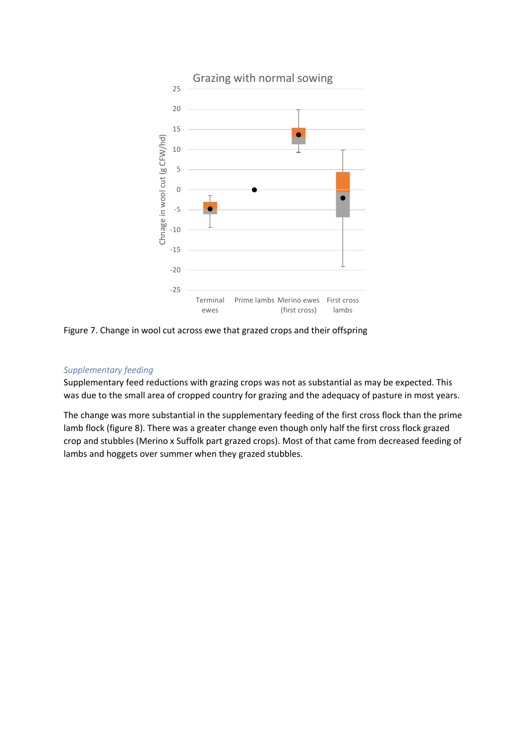Figure 7. Change in wool cut across ewe that grazed crops and their offspring

*Supplementary feeding*

Supplementary feed reductions with grazing crops was not as substantial as may be expected. This was due to the small area of cropped country for grazing and the adequacy of pasture in most years.

The change was more substantial in the supplementary feeding of the first cross flock than the prime lamb flock (figure 8). There was a greater change even though only half the first cross flock grazed crop and stubbles (Merino x Suffolk part grazed crops). Most of that came from decreased feeding of lambs and hoggets over summer when they grazed stubbles.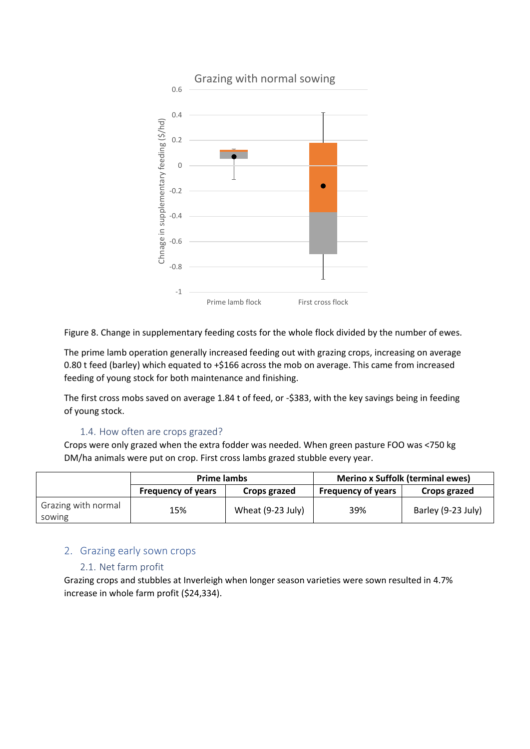Figure 8. Change in supplementary feeding costs for the whole flock divided by the number of ewes.

The prime lamb operation generally increased feeding out with grazing crops, increasing on average 0.80 t feed (barley) which equated to +$166 across the mob on average. This came from increased feeding of young stock for both maintenance and finishing.

The first cross mobs saved on average 1.84 t of feed, or -$383, with the key savings being in feeding of young stock.

### 1.4. How often are crops grazed?

Crops were only grazed when the extra fodder was needed. When green pasture FOO was <750 kg DM/ha animals were put on crop. First cross lambs grazed stubble every year.

| | Prime lambs | | Merino x Suffolk (terminal ewes) | |
|---|---|---|---|---|
| | **Frequency of years** | **Crops grazed** | **Frequency of years** | **Crops grazed** |
| Grazing with normal sowing | 15% | Wheat (9-23 July) | 39% | Barley (9-23 July) |

## 2. Grazing early sown crops

### 2.1. Net farm profit

Grazing crops and stubbles at Inverleigh when longer season varieties were sown resulted in 4.7% increase in whole farm profit ($24,334).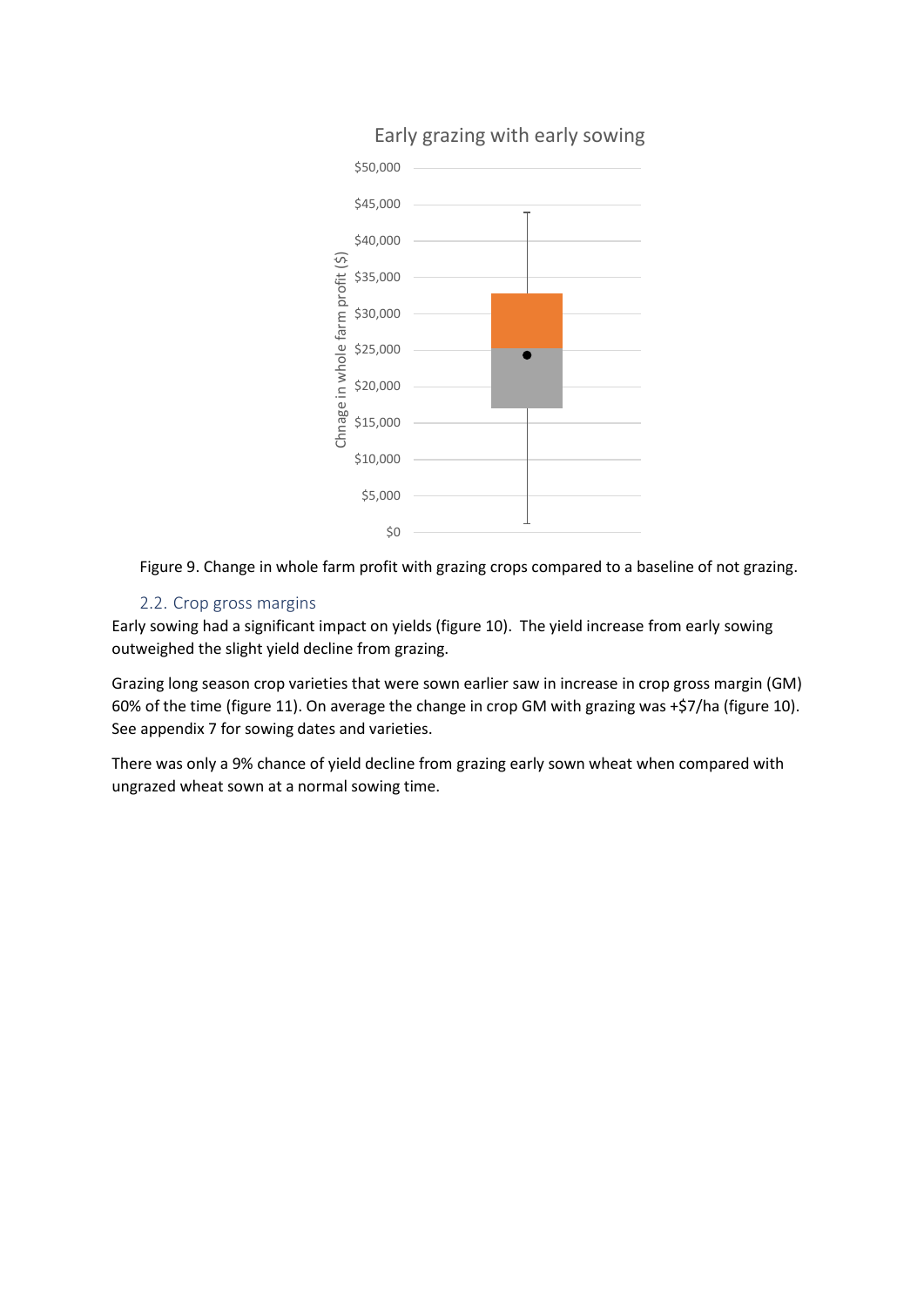Figure 9. Change in whole farm profit with grazing crops compared to a baseline of not grazing.

### 2.2. Crop gross margins

Early sowing had a significant impact on yields (figure 10). The yield increase from early sowing outweighed the slight yield decline from grazing.

Grazing long season crop varieties that were sown earlier saw in increase in crop gross margin (GM) 60% of the time (figure 11). On average the change in crop GM with grazing was +$7/ha (figure 10). See appendix 7 for sowing dates and varieties.

There was only a 9% chance of yield decline from grazing early sown wheat when compared with ungrazed wheat sown at a normal sowing time.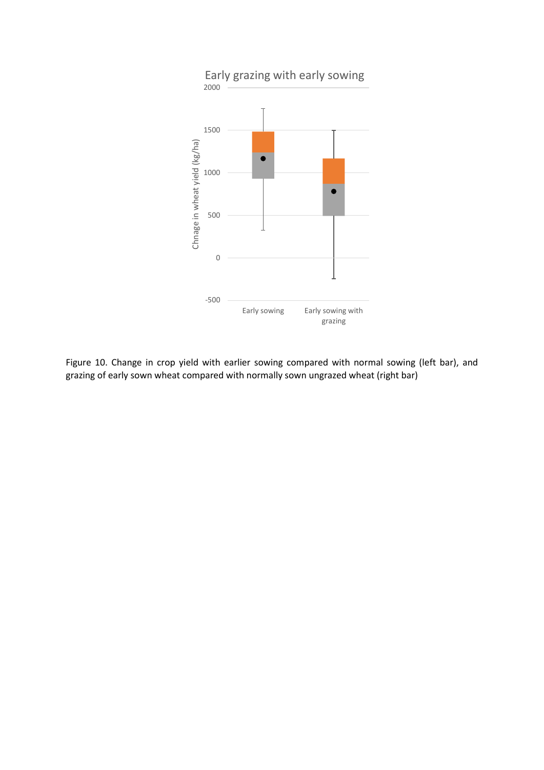Figure 10. Change in crop yield with earlier sowing compared with normal sowing (left bar), and grazing of early sown wheat compared with normally sown ungrazed wheat (right bar)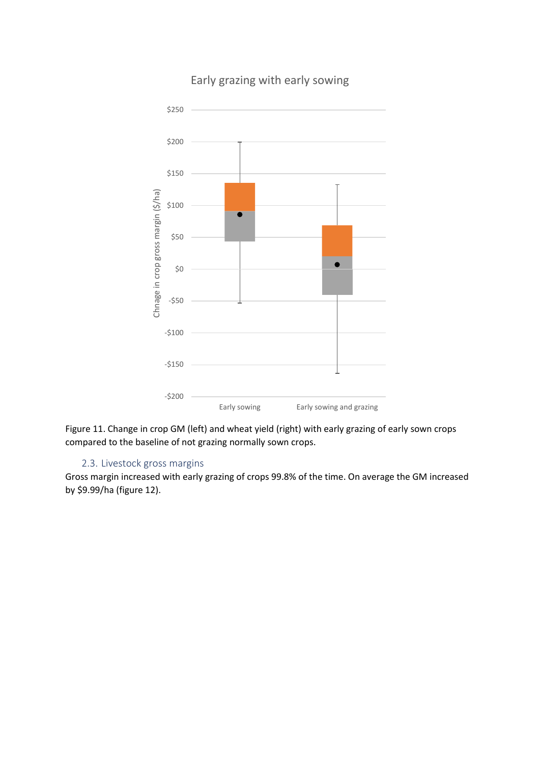Figure 11. Change in crop GM (left) and wheat yield (right) with early grazing of early sown crops compared to the baseline of not grazing normally sown crops.

### 2.3. Livestock gross margins

Gross margin increased with early grazing of crops 99.8% of the time. On average the GM increased by $9.99/ha (figure 12).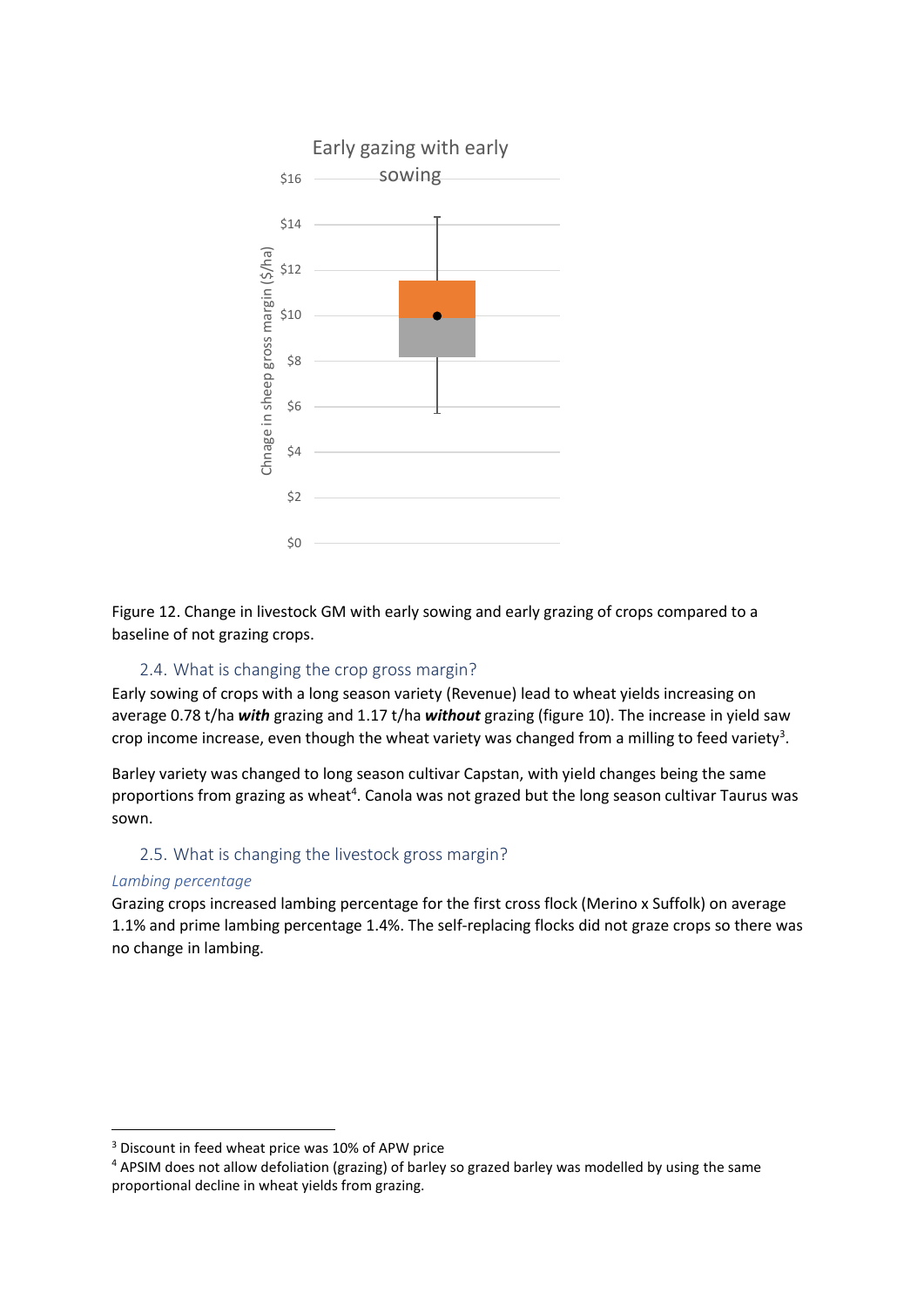Figure 12. Change in livestock GM with early sowing and early grazing of crops compared to a baseline of not grazing crops.

## 2.4. What is changing the crop gross margin?

Early sowing of crops with a long season variety (Revenue) lead to wheat yields increasing on average 0.78 t/ha ***with*** grazing and 1.17 t/ha ***without*** grazing (figure 10). The increase in yield saw crop income increase, even though the wheat variety was changed from a milling to feed variety[3].

Barley variety was changed to long season cultivar Capstan, with yield changes being the same proportions from grazing as wheat[4]. Canola was not grazed but the long season cultivar Taurus was sown.

## 2.5. What is changing the livestock gross margin?

### *Lambing percentage*

Grazing crops increased lambing percentage for the first cross flock (Merino x Suffolk) on average 1.1% and prime lambing percentage 1.4%. The self-replacing flocks did not graze crops so there was no change in lambing.

---

[3] Discount in feed wheat price was 10% of APW price

[4] APSIM does not allow defoliation (grazing) of barley so grazed barley was modelled by using the same proportional decline in wheat yields from grazing.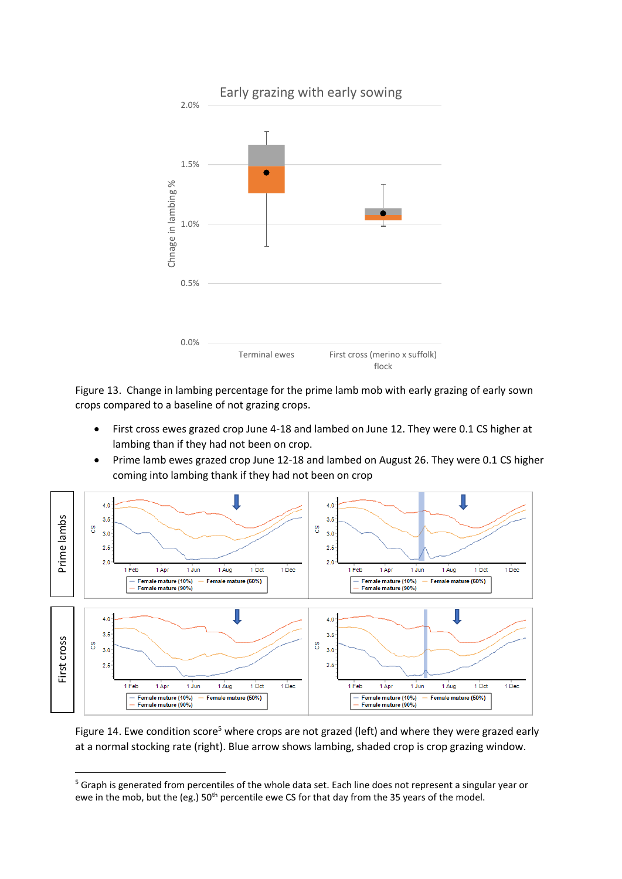Figure 13. Change in lambing percentage for the prime lamb mob with early grazing of early sown crops compared to a baseline of not grazing crops.

- First cross ewes grazed crop June 4-18 and lambed on June 12. They were 0.1 CS higher at lambing than if they had not been on crop.
- Prime lamb ewes grazed crop June 12-18 and lambed on August 26. They were 0.1 CS higher coming into lambing thank if they had not been on crop

Figure 14. Ewe condition score[5] where crops are not grazed (left) and where they were grazed early at a normal stocking rate (right). Blue arrow shows lambing, shaded crop is crop grazing window.

[5] Graph is generated from percentiles of the whole data set. Each line does not represent a singular year or ewe in the mob, but the (eg.) 50th percentile ewe CS for that day from the 35 years of the model.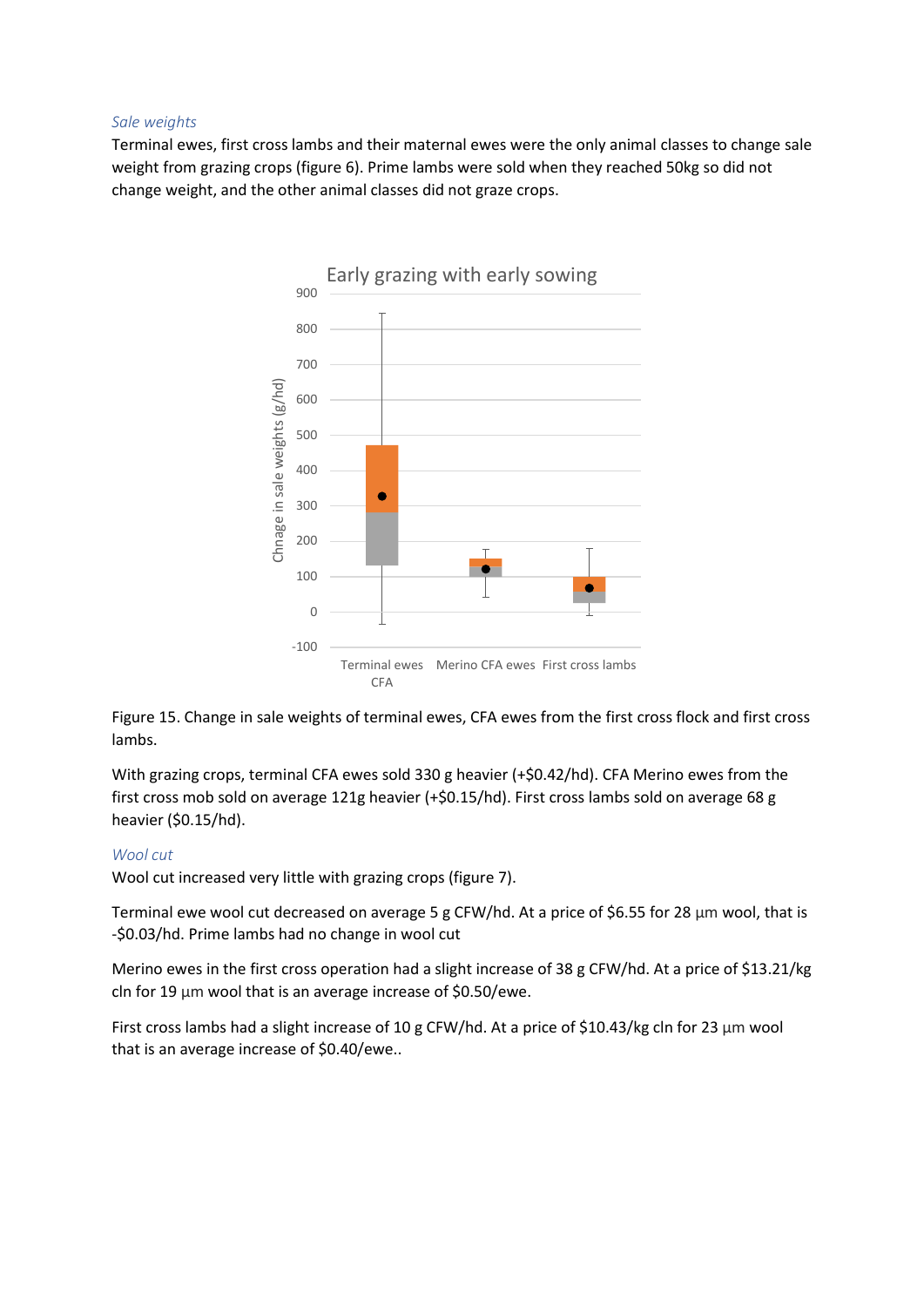*Sale weights*

Terminal ewes, first cross lambs and their maternal ewes were the only animal classes to change sale weight from grazing crops (figure 6). Prime lambs were sold when they reached 50kg so did not change weight, and the other animal classes did not graze crops.

Figure 15. Change in sale weights of terminal ewes, CFA ewes from the first cross flock and first cross lambs.

With grazing crops, terminal CFA ewes sold 330 g heavier (+$0.42/hd). CFA Merino ewes from the first cross mob sold on average 121g heavier (+$0.15/hd). First cross lambs sold on average 68 g heavier ($0.15/hd).

*Wool cut*

Wool cut increased very little with grazing crops (figure 7).

Terminal ewe wool cut decreased on average 5 g CFW/hd. At a price of $6.55 for 28 µm wool, that is -$0.03/hd. Prime lambs had no change in wool cut

Merino ewes in the first cross operation had a slight increase of 38 g CFW/hd. At a price of $13.21/kg cln for 19 µm wool that is an average increase of $0.50/ewe.

First cross lambs had a slight increase of 10 g CFW/hd. At a price of $10.43/kg cln for 23 µm wool that is an average increase of $0.40/ewe..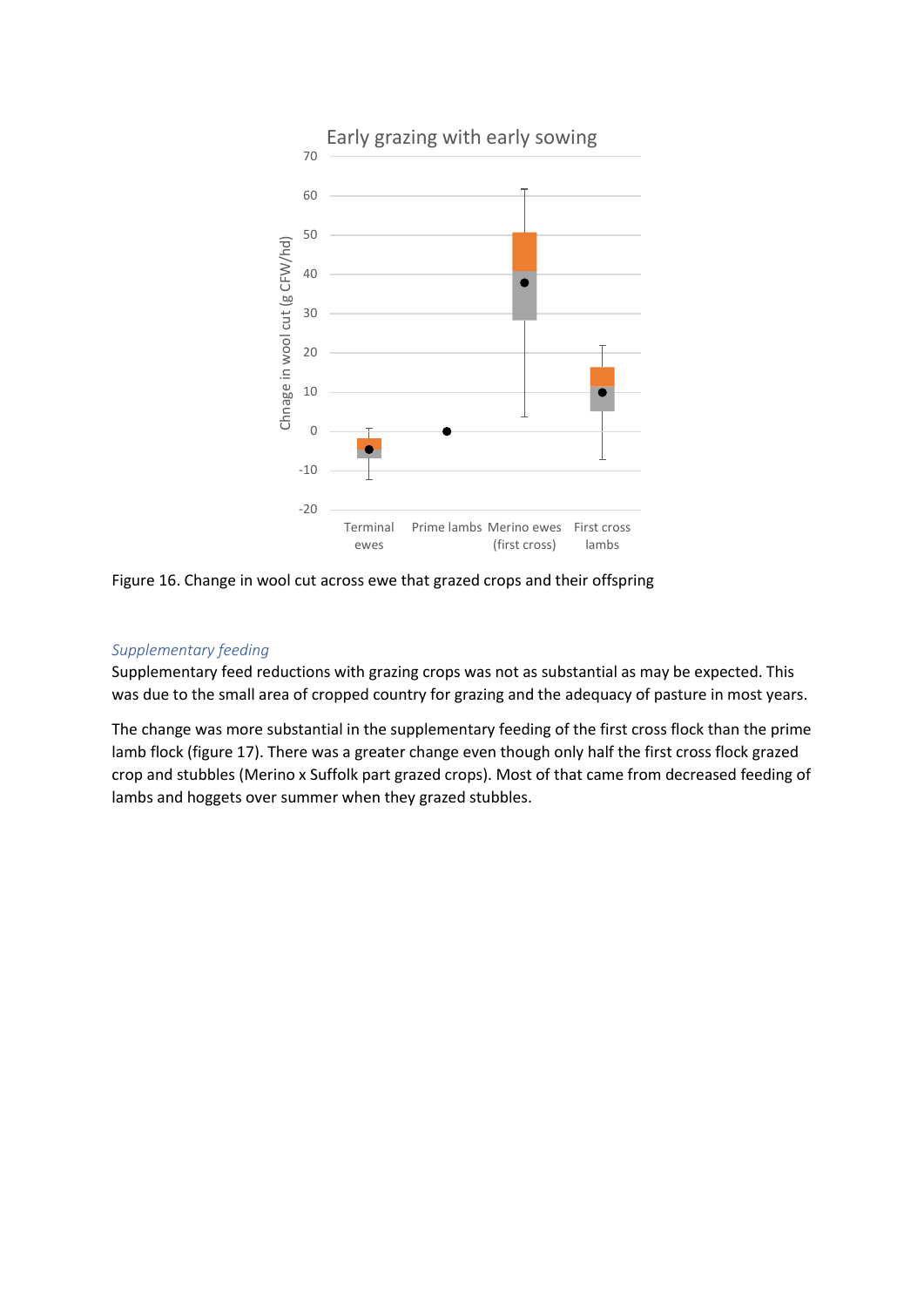Figure 16. Change in wool cut across ewe that grazed crops and their offspring

*Supplementary feeding*

Supplementary feed reductions with grazing crops was not as substantial as may be expected. This was due to the small area of cropped country for grazing and the adequacy of pasture in most years.

The change was more substantial in the supplementary feeding of the first cross flock than the prime lamb flock (figure 17). There was a greater change even though only half the first cross flock grazed crop and stubbles (Merino x Suffolk part grazed crops). Most of that came from decreased feeding of lambs and hoggets over summer when they grazed stubbles.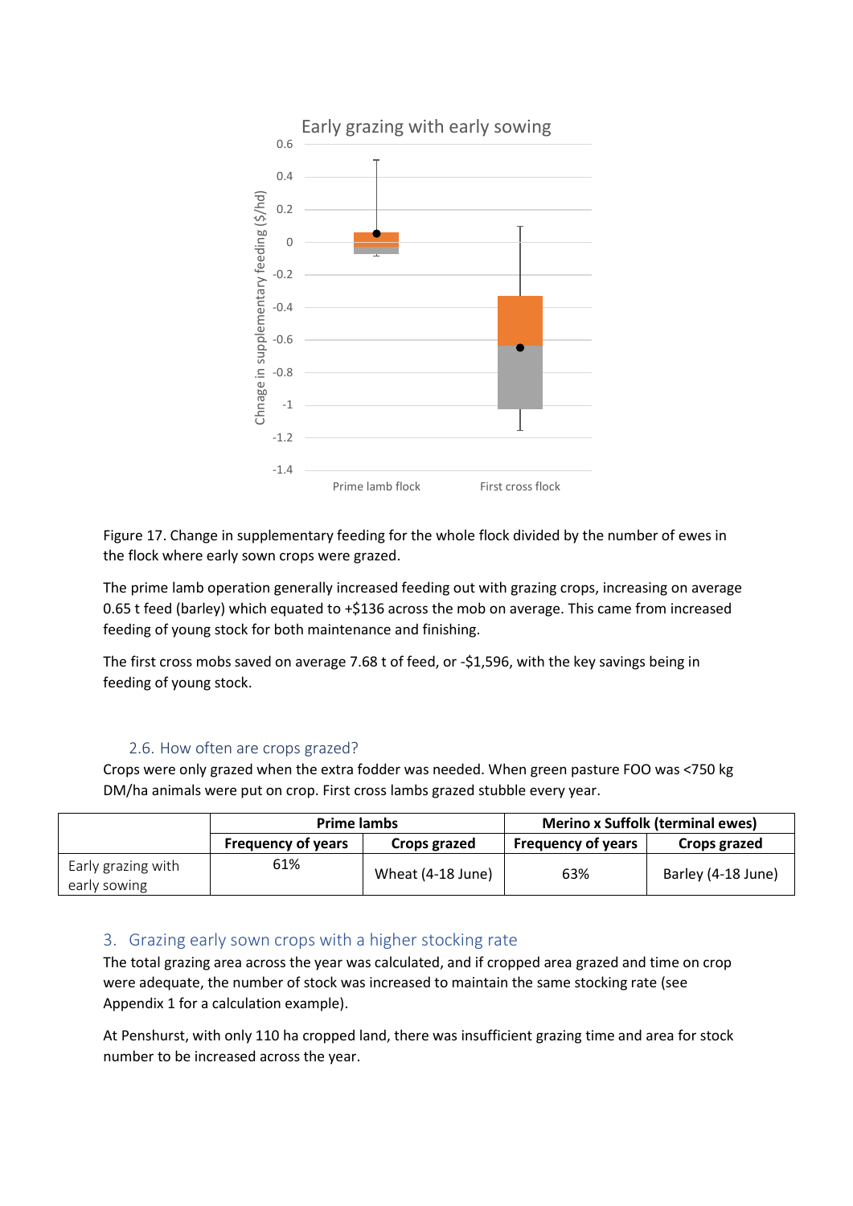Figure 17. Change in supplementary feeding for the whole flock divided by the number of ewes in the flock where early sown crops were grazed.

The prime lamb operation generally increased feeding out with grazing crops, increasing on average 0.65 t feed (barley) which equated to +$136 across the mob on average. This came from increased feeding of young stock for both maintenance and finishing.

The first cross mobs saved on average 7.68 t of feed, or -$1,596, with the key savings being in feeding of young stock.

### 2.6. How often are crops grazed?

Crops were only grazed when the extra fodder was needed. When green pasture FOO was <750 kg DM/ha animals were put on crop. First cross lambs grazed stubble every year.

| | **Prime lambs** | | **Merino x Suffolk (terminal ewes)** | |
|---|---|---|---|---|
| | **Frequency of years** | **Crops grazed** | **Frequency of years** | **Crops grazed** |
| Early grazing with early sowing | 61% | Wheat (4-18 June) | 63% | Barley (4-18 June) |

## 3. Grazing early sown crops with a higher stocking rate

The total grazing area across the year was calculated, and if cropped area grazed and time on crop were adequate, the number of stock was increased to maintain the same stocking rate (see Appendix 1 for a calculation example).

At Penshurst, with only 110 ha cropped land, there was insufficient grazing time and area for stock number to be increased across the year.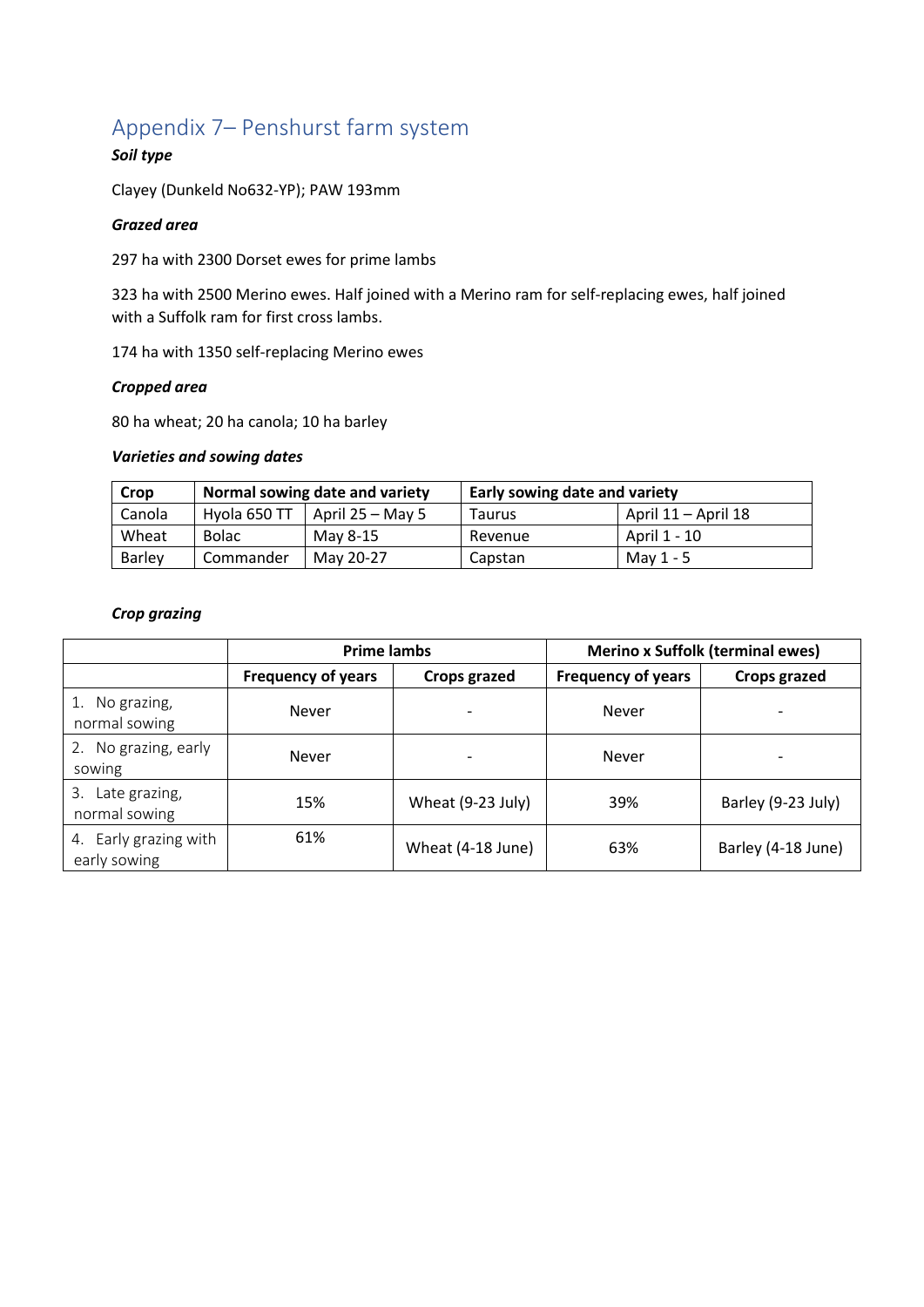## Appendix 7– Penshurst farm system

***Soil type***

Clayey (Dunkeld No632-YP); PAW 193mm

***Grazed area***

297 ha with 2300 Dorset ewes for prime lambs

323 ha with 2500 Merino ewes. Half joined with a Merino ram for self-replacing ewes, half joined with a Suffolk ram for first cross lambs.

174 ha with 1350 self-replacing Merino ewes

***Cropped area***

80 ha wheat; 20 ha canola; 10 ha barley

***Varieties and sowing dates***

| Crop | Normal sowing date and variety | | Early sowing date and variety | |
|---|---|---|---|---|
| Canola | Hyola 650 TT | April 25 – May 5 | Taurus | April 11 – April 18 |
| Wheat | Bolac | May 8-15 | Revenue | April 1 - 10 |
| Barley | Commander | May 20-27 | Capstan | May 1 - 5 |

***Crop grazing***

| | Prime lambs | | Merino x Suffolk (terminal ewes) | |
|---|---|---|---|---|
| | **Frequency of years** | **Crops grazed** | **Frequency of years** | **Crops grazed** |
| 1. No grazing, normal sowing | Never | - | Never | - |
| 2. No grazing, early sowing | Never | - | Never | - |
| 3. Late grazing, normal sowing | 15% | Wheat (9-23 July) | 39% | Barley (9-23 July) |
| 4. Early grazing with early sowing | 61% | Wheat (4-18 June) | 63% | Barley (4-18 June) |